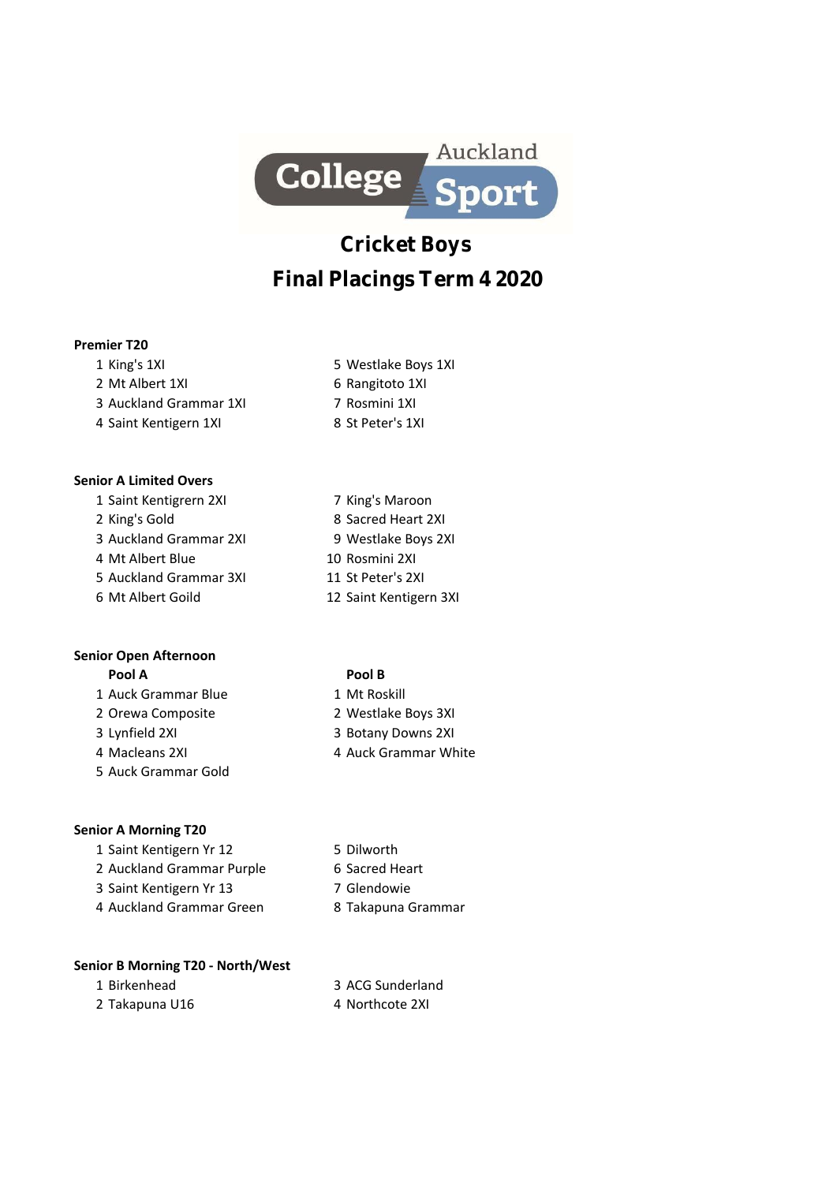Auckland College Sport

# Cricket Boys

# Final Placings Term 4 2020

**Premier T20**

1 King's 1XI
2 Mt Albert 1XI
3 Auckland Grammar 1XI
4 Saint Kentigern 1XI
5 Westlake Boys 1XI
6 Rangitoto 1XI
7 Rosmini 1XI
8 St Peter's 1XI

**Senior A Limited Overs**

1 Saint Kentigrern 2XI
2 King's Gold
3 Auckland Grammar 2XI
4 Mt Albert Blue
5 Auckland Grammar 3XI
6 Mt Albert Goild
7 King's Maroon
8 Sacred Heart 2XI
9 Westlake Boys 2XI
10 Rosmini 2XI
11 St Peter's 2XI
12 Saint Kentigern 3XI

**Senior Open Afternoon**

**Pool A**

1 Auck Grammar Blue
2 Orewa Composite
3 Lynfield 2XI
4 Macleans 2XI
5 Auck Grammar Gold

**Pool B**

1 Mt Roskill
2 Westlake Boys 3XI
3 Botany Downs 2XI
4 Auck Grammar White

**Senior A Morning T20**

1 Saint Kentigern Yr 12
2 Auckland Grammar Purple
3 Saint Kentigern Yr 13
4 Auckland Grammar Green
5 Dilworth
6 Sacred Heart
7 Glendowie
8 Takapuna Grammar

**Senior B Morning T20 - North/West**

1 Birkenhead
2 Takapuna U16
3 ACG Sunderland
4 Northcote 2XI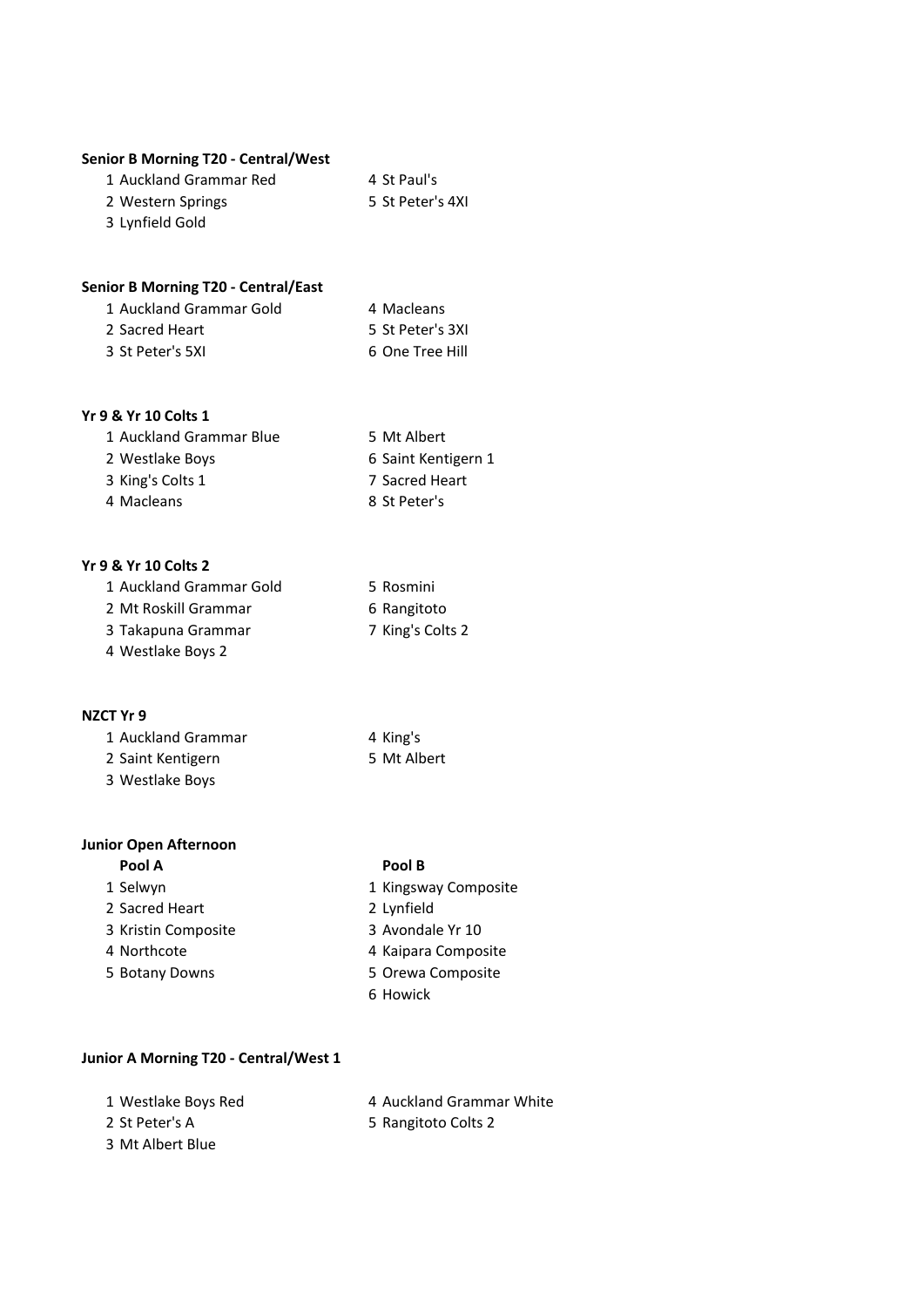**Senior B Morning T20 - Central/West**

1 Auckland Grammar Red
2 Western Springs
3 Lynfield Gold
4 St Paul's
5 St Peter's 4XI

**Senior B Morning T20 - Central/East**

1 Auckland Grammar Gold
2 Sacred Heart
3 St Peter's 5XI
4 Macleans
5 St Peter's 3XI
6 One Tree Hill

**Yr 9 & Yr 10 Colts 1**

1 Auckland Grammar Blue
2 Westlake Boys
3 King's Colts 1
4 Macleans
5 Mt Albert
6 Saint Kentigern 1
7 Sacred Heart
8 St Peter's

**Yr 9 & Yr 10 Colts 2**

1 Auckland Grammar Gold
2 Mt Roskill Grammar
3 Takapuna Grammar
4 Westlake Boys 2
5 Rosmini
6 Rangitoto
7 King's Colts 2

**NZCT Yr 9**

1 Auckland Grammar
2 Saint Kentigern
3 Westlake Boys
4 King's
5 Mt Albert

**Junior Open Afternoon**

**Pool A**

1 Selwyn
2 Sacred Heart
3 Kristin Composite
4 Northcote
5 Botany Downs

**Pool B**

1 Kingsway Composite
2 Lynfield
3 Avondale Yr 10
4 Kaipara Composite
5 Orewa Composite
6 Howick

**Junior A Morning T20 - Central/West 1**

1 Westlake Boys Red
2 St Peter's A
3 Mt Albert Blue
4 Auckland Grammar White
5 Rangitoto Colts 2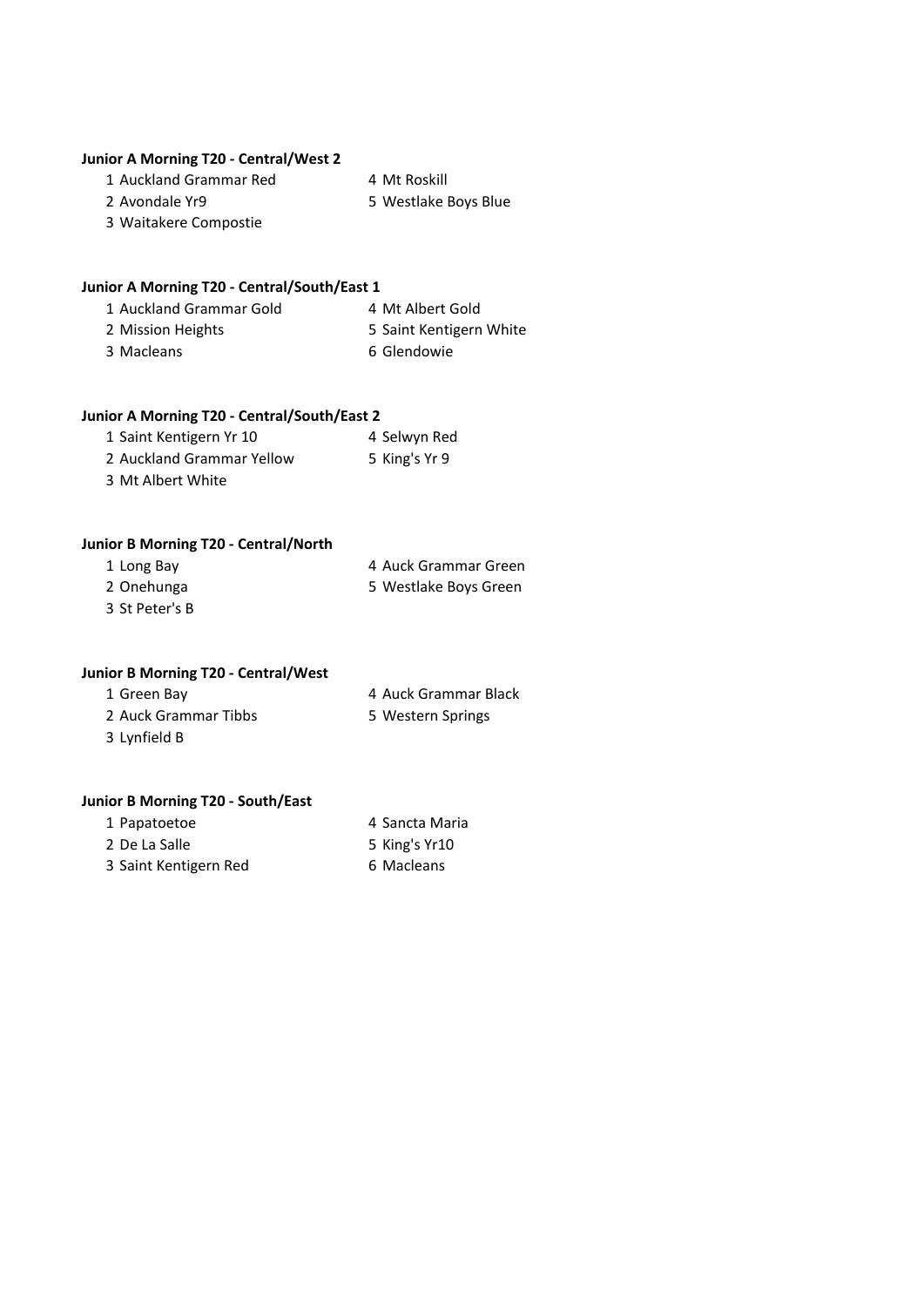**Junior A Morning T20 - Central/West 2**

| | |
|---|---|
| 1 Auckland Grammar Red | 4 Mt Roskill |
| 2 Avondale Yr9 | 5 Westlake Boys Blue |
| 3 Waitakere Compostie | |

**Junior A Morning T20 - Central/South/East 1**

| | |
|---|---|
| 1 Auckland Grammar Gold | 4 Mt Albert Gold |
| 2 Mission Heights | 5 Saint Kentigern White |
| 3 Macleans | 6 Glendowie |

**Junior A Morning T20 - Central/South/East 2**

| | |
|---|---|
| 1 Saint Kentigern Yr 10 | 4 Selwyn Red |
| 2 Auckland Grammar Yellow | 5 King's Yr 9 |
| 3 Mt Albert White | |

**Junior B Morning T20 - Central/North**

| | |
|---|---|
| 1 Long Bay | 4 Auck Grammar Green |
| 2 Onehunga | 5 Westlake Boys Green |
| 3 St Peter's B | |

**Junior B Morning T20 - Central/West**

| | |
|---|---|
| 1 Green Bay | 4 Auck Grammar Black |
| 2 Auck Grammar Tibbs | 5 Western Springs |
| 3 Lynfield B | |

**Junior B Morning T20 - South/East**

| | |
|---|---|
| 1 Papatoetoe | 4 Sancta Maria |
| 2 De La Salle | 5 King's Yr10 |
| 3 Saint Kentigern Red | 6 Macleans |